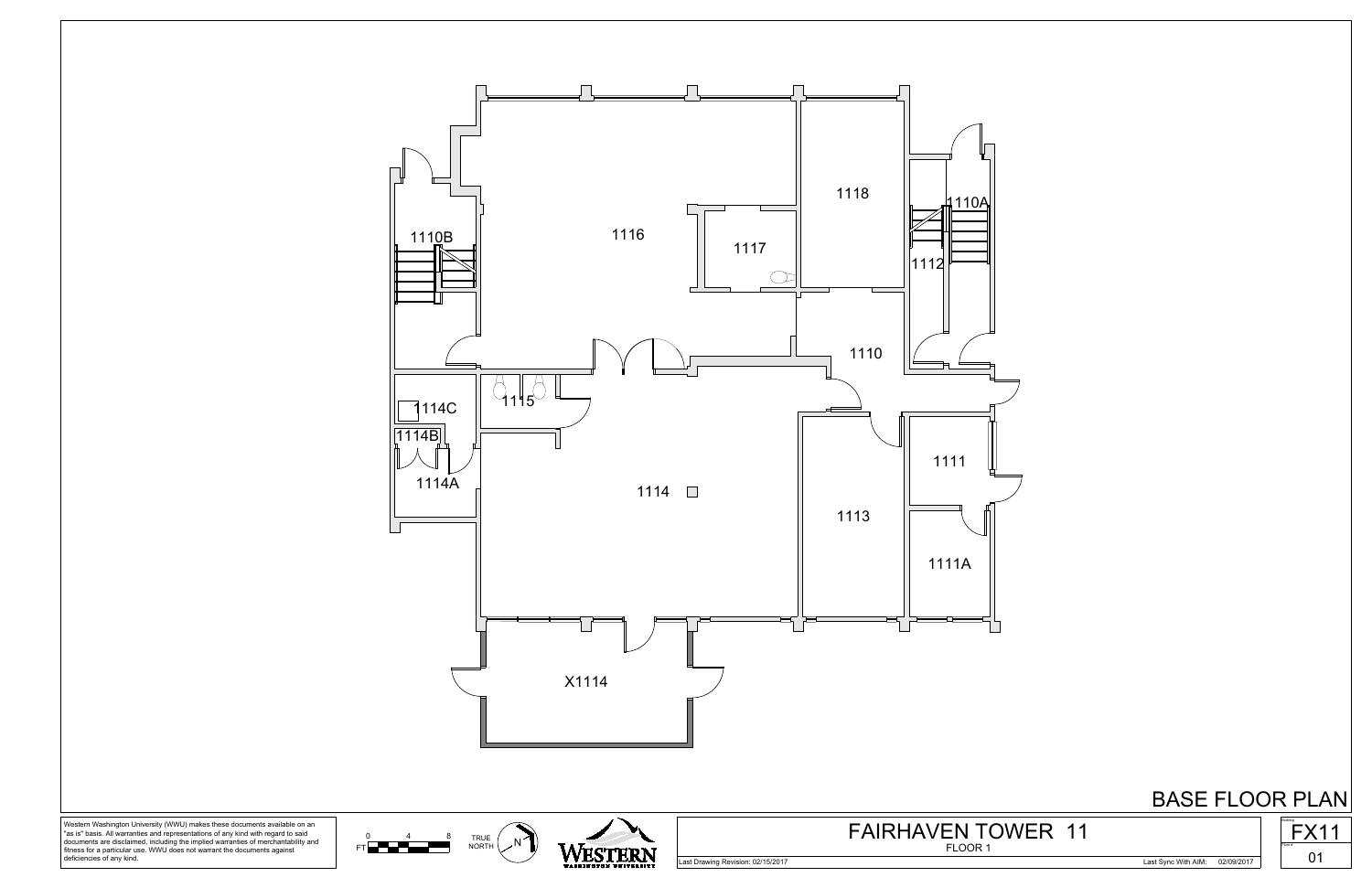# BASE FLOOR PLAN

1110B

1116

1117

1118

1110A

1112

1110

1114C

1115

1114B

1114A

1114

1111

1113

1111A

X1114

Western Washington University (WWU) makes these documents available on an "as is" basis. All warranties and representations of any kind with regard to said documents are disclaimed, including the implied warranties of merchantability and fitness for a particular use. WWU does not warrant the documents against deficiencies of any kind.

FT 0 4 8

TRUE NORTH

WESTERN WASHINGTON UNIVERSITY

## FAIRHAVEN TOWER 11

FLOOR 1

Last Drawing Revision: 02/15/2017

Last Sync With AIM: 02/09/2017

FX11

01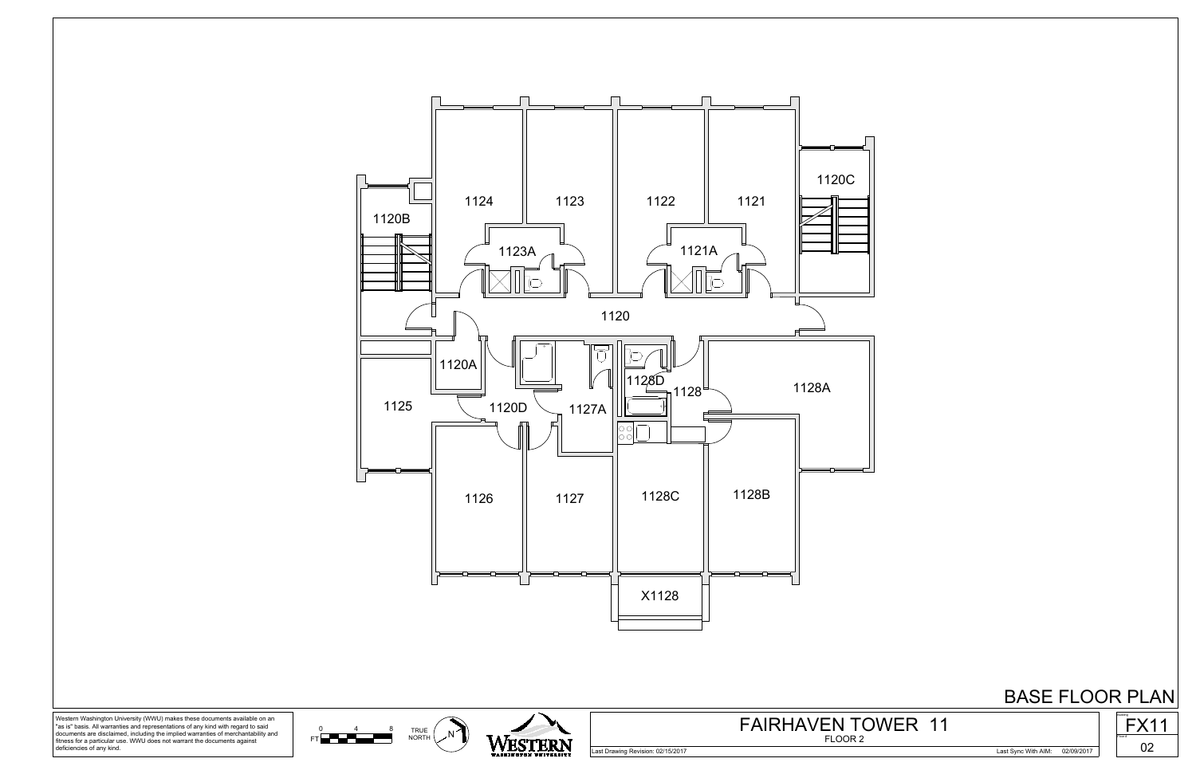1124

1123

1122

1121

1120C

1120B

1123A

1121A

1120

1120A

1128D

1128

1128A

1125

1120D

1127A

1126

1127

1128C

1128B

X1128

# BASE FLOOR PLAN

Western Washington University (WWU) makes these documents available on an "as is" basis. All warranties and representations of any kind with regard to said documents are disclaimed, including the implied warranties of merchantability and fitness for a particular use. WWU does not warrant the documents against deficiencies of any kind.

FT 0 4 8

TRUE NORTH

N

WESTERN WASHINGTON UNIVERSITY

## FAIRHAVEN TOWER 11

FLOOR 2

Last Drawing Revision: 02/15/2017

Last Sync With AIM: 02/09/2017

Building: FX11

Floor #: 02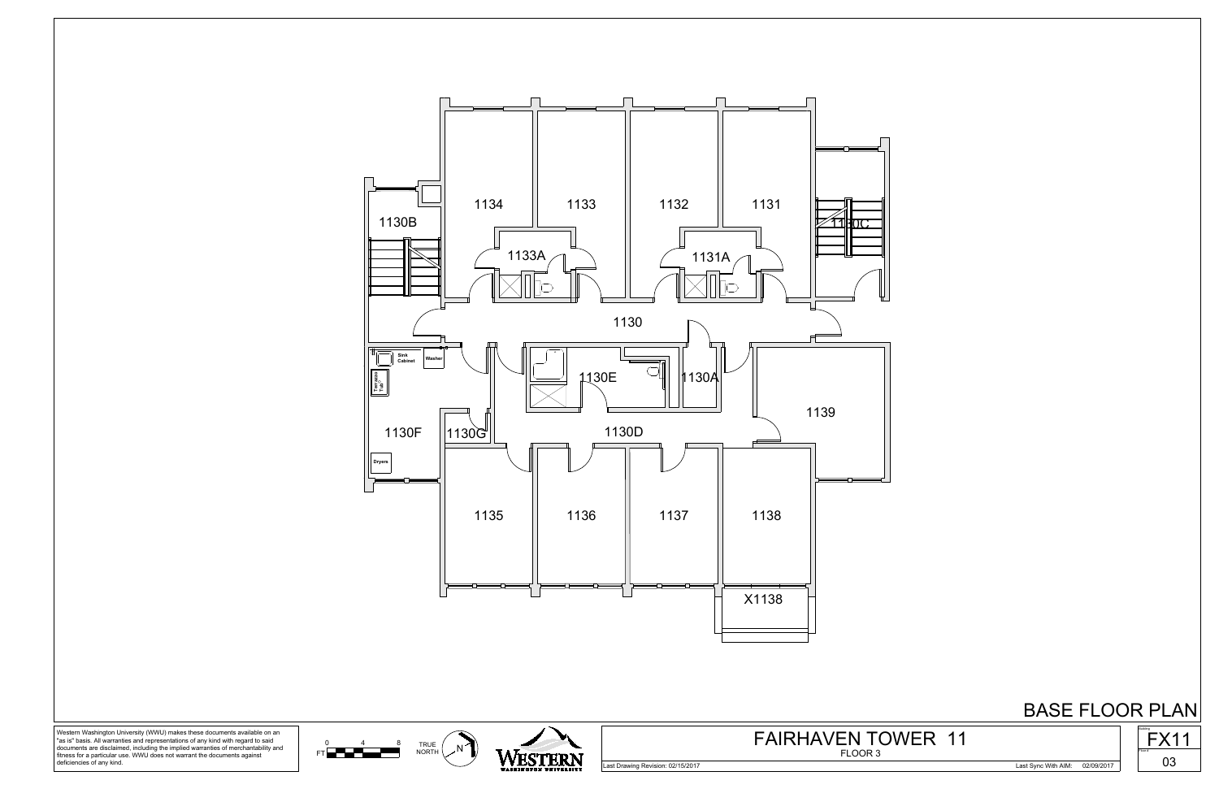1130B

1134

1133

1132

1131

1130C

1133A

1131A

1130

Sink Cabinet

Washer

Terrazzo Tub

1130E

1130A

1139

1130F

1130G

1130D

Dryers

1135

1136

1137

1138

X1138

# BASE FLOOR PLAN

Western Washington University (WWU) makes these documents available on an "as is" basis. All warranties and representations of any kind with regard to said documents are disclaimed, including the implied warranties of merchantability and fitness for a particular use. WWU does not warrant the documents against deficiencies of any kind.

FT 0 4 8

TRUE NORTH N

WESTERN WASHINGTON UNIVERSITY

## FAIRHAVEN TOWER 11

FLOOR 3

Last Drawing Revision: 02/15/2017

Last Sync With AIM: 02/09/2017

Building FX11

Floor # 03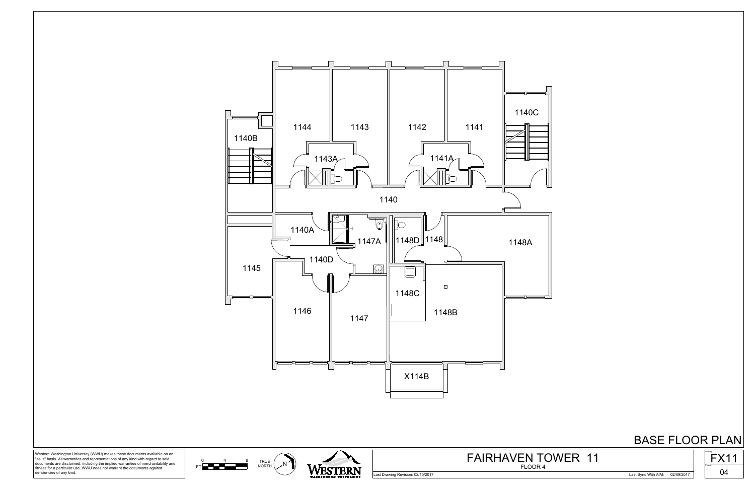1144

1143

1142

1141

1140C

1140B

1143A

1141A

1140

1140A

1147A

1148D

1148

1148A

1140D

1145

1148C

1146

1147

1148B

X114B

# BASE FLOOR PLAN

Western Washington University (WWU) makes these documents available on an "as is" basis. All warranties and representations of any kind with regard to said documents are disclaimed, including the implied warranties of merchantability and fitness for a particular use. WWU does not warrant the documents against deficiencies of any kind.

0 4 8
FT

TRUE NORTH

N

WESTERN WASHINGTON UNIVERSITY

## FAIRHAVEN TOWER 11

FLOOR 4

Last Drawing Revision: 02/15/2017

Last Sync With AIM: 02/09/2017

Building: FX11

Floor #: 04